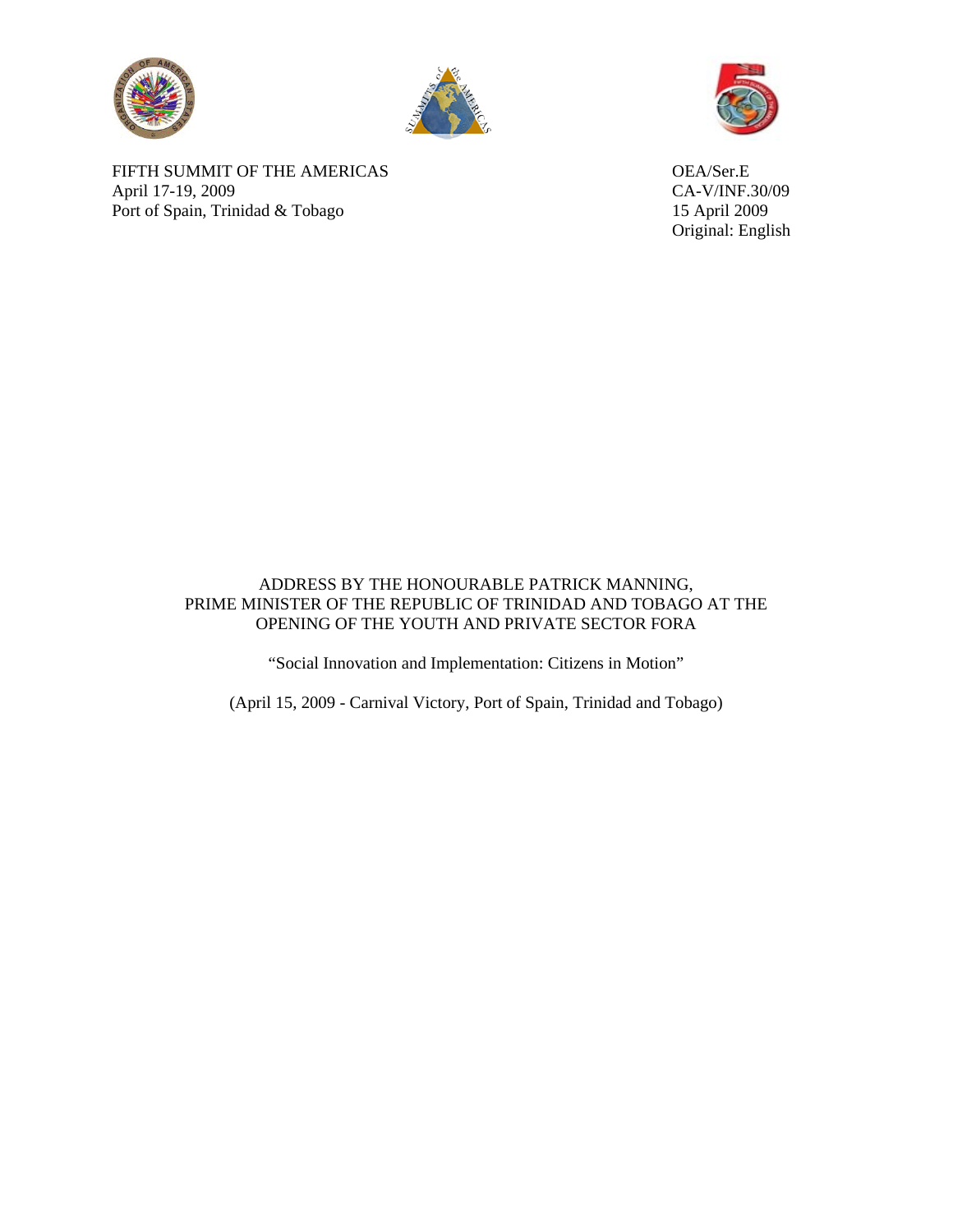FIFTH SUMMIT OF THE AMERICAS
April 17-19, 2009
Port of Spain, Trinidad & Tobago

OEA/Ser.E
CA-V/INF.30/09
15 April 2009
Original: English

# ADDRESS BY THE HONOURABLE PATRICK MANNING, PRIME MINISTER OF THE REPUBLIC OF TRINIDAD AND TOBAGO AT THE OPENING OF THE YOUTH AND PRIVATE SECTOR FORA

"Social Innovation and Implementation: Citizens in Motion"

(April 15, 2009 - Carnival Victory, Port of Spain, Trinidad and Tobago)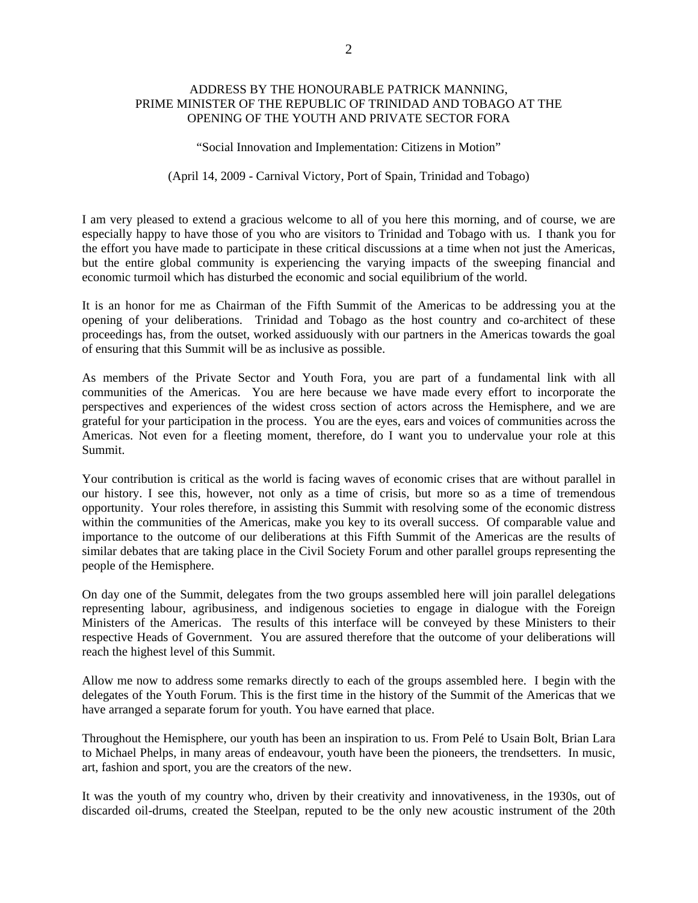ADDRESS BY THE HONOURABLE PATRICK MANNING, PRIME MINISTER OF THE REPUBLIC OF TRINIDAD AND TOBAGO AT THE OPENING OF THE YOUTH AND PRIVATE SECTOR FORA

"Social Innovation and Implementation: Citizens in Motion"

(April 14, 2009 - Carnival Victory, Port of Spain, Trinidad and Tobago)

I am very pleased to extend a gracious welcome to all of you here this morning, and of course, we are especially happy to have those of you who are visitors to Trinidad and Tobago with us. I thank you for the effort you have made to participate in these critical discussions at a time when not just the Americas, but the entire global community is experiencing the varying impacts of the sweeping financial and economic turmoil which has disturbed the economic and social equilibrium of the world.

It is an honor for me as Chairman of the Fifth Summit of the Americas to be addressing you at the opening of your deliberations. Trinidad and Tobago as the host country and co-architect of these proceedings has, from the outset, worked assiduously with our partners in the Americas towards the goal of ensuring that this Summit will be as inclusive as possible.

As members of the Private Sector and Youth Fora, you are part of a fundamental link with all communities of the Americas. You are here because we have made every effort to incorporate the perspectives and experiences of the widest cross section of actors across the Hemisphere, and we are grateful for your participation in the process. You are the eyes, ears and voices of communities across the Americas. Not even for a fleeting moment, therefore, do I want you to undervalue your role at this Summit.

Your contribution is critical as the world is facing waves of economic crises that are without parallel in our history. I see this, however, not only as a time of crisis, but more so as a time of tremendous opportunity. Your roles therefore, in assisting this Summit with resolving some of the economic distress within the communities of the Americas, make you key to its overall success. Of comparable value and importance to the outcome of our deliberations at this Fifth Summit of the Americas are the results of similar debates that are taking place in the Civil Society Forum and other parallel groups representing the people of the Hemisphere.

On day one of the Summit, delegates from the two groups assembled here will join parallel delegations representing labour, agribusiness, and indigenous societies to engage in dialogue with the Foreign Ministers of the Americas. The results of this interface will be conveyed by these Ministers to their respective Heads of Government. You are assured therefore that the outcome of your deliberations will reach the highest level of this Summit.

Allow me now to address some remarks directly to each of the groups assembled here. I begin with the delegates of the Youth Forum. This is the first time in the history of the Summit of the Americas that we have arranged a separate forum for youth. You have earned that place.

Throughout the Hemisphere, our youth has been an inspiration to us. From Pelé to Usain Bolt, Brian Lara to Michael Phelps, in many areas of endeavour, youth have been the pioneers, the trendsetters. In music, art, fashion and sport, you are the creators of the new.

It was the youth of my country who, driven by their creativity and innovativeness, in the 1930s, out of discarded oil-drums, created the Steelpan, reputed to be the only new acoustic instrument of the 20th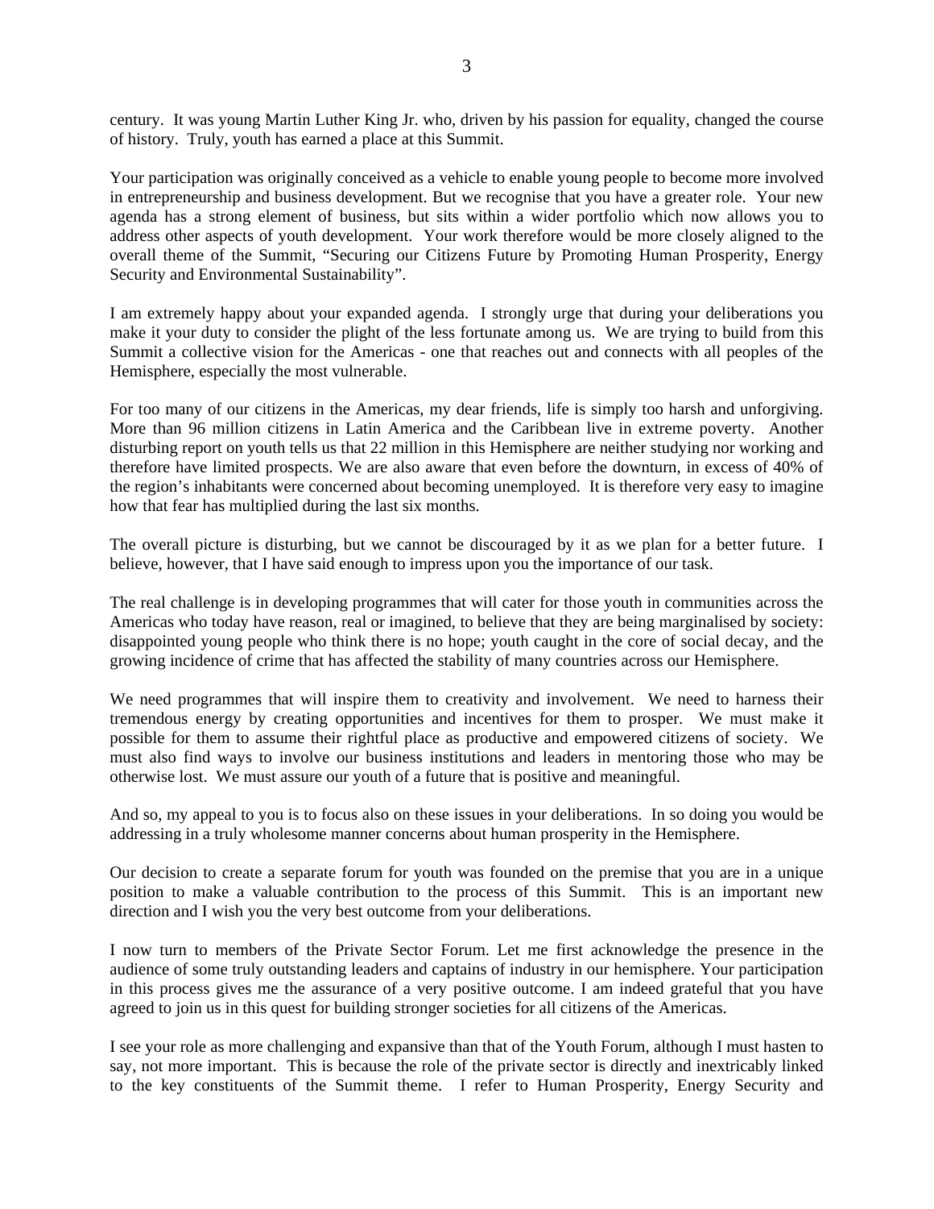century. It was young Martin Luther King Jr. who, driven by his passion for equality, changed the course of history. Truly, youth has earned a place at this Summit.

Your participation was originally conceived as a vehicle to enable young people to become more involved in entrepreneurship and business development. But we recognise that you have a greater role. Your new agenda has a strong element of business, but sits within a wider portfolio which now allows you to address other aspects of youth development. Your work therefore would be more closely aligned to the overall theme of the Summit, "Securing our Citizens Future by Promoting Human Prosperity, Energy Security and Environmental Sustainability".

I am extremely happy about your expanded agenda. I strongly urge that during your deliberations you make it your duty to consider the plight of the less fortunate among us. We are trying to build from this Summit a collective vision for the Americas - one that reaches out and connects with all peoples of the Hemisphere, especially the most vulnerable.

For too many of our citizens in the Americas, my dear friends, life is simply too harsh and unforgiving. More than 96 million citizens in Latin America and the Caribbean live in extreme poverty. Another disturbing report on youth tells us that 22 million in this Hemisphere are neither studying nor working and therefore have limited prospects. We are also aware that even before the downturn, in excess of 40% of the region's inhabitants were concerned about becoming unemployed. It is therefore very easy to imagine how that fear has multiplied during the last six months.

The overall picture is disturbing, but we cannot be discouraged by it as we plan for a better future. I believe, however, that I have said enough to impress upon you the importance of our task.

The real challenge is in developing programmes that will cater for those youth in communities across the Americas who today have reason, real or imagined, to believe that they are being marginalised by society: disappointed young people who think there is no hope; youth caught in the core of social decay, and the growing incidence of crime that has affected the stability of many countries across our Hemisphere.

We need programmes that will inspire them to creativity and involvement. We need to harness their tremendous energy by creating opportunities and incentives for them to prosper. We must make it possible for them to assume their rightful place as productive and empowered citizens of society. We must also find ways to involve our business institutions and leaders in mentoring those who may be otherwise lost. We must assure our youth of a future that is positive and meaningful.

And so, my appeal to you is to focus also on these issues in your deliberations. In so doing you would be addressing in a truly wholesome manner concerns about human prosperity in the Hemisphere.

Our decision to create a separate forum for youth was founded on the premise that you are in a unique position to make a valuable contribution to the process of this Summit. This is an important new direction and I wish you the very best outcome from your deliberations.

I now turn to members of the Private Sector Forum. Let me first acknowledge the presence in the audience of some truly outstanding leaders and captains of industry in our hemisphere. Your participation in this process gives me the assurance of a very positive outcome. I am indeed grateful that you have agreed to join us in this quest for building stronger societies for all citizens of the Americas.

I see your role as more challenging and expansive than that of the Youth Forum, although I must hasten to say, not more important. This is because the role of the private sector is directly and inextricably linked to the key constituents of the Summit theme. I refer to Human Prosperity, Energy Security and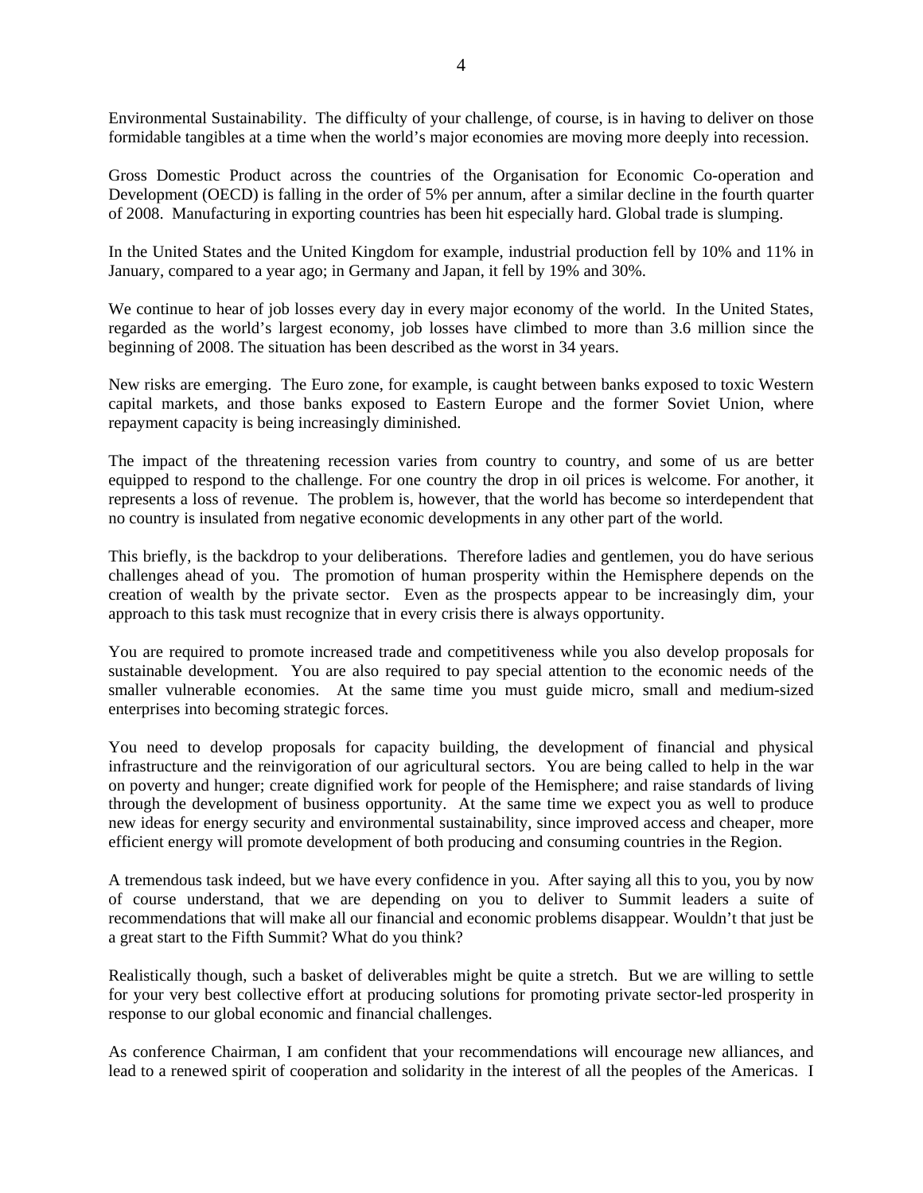Environmental Sustainability. The difficulty of your challenge, of course, is in having to deliver on those formidable tangibles at a time when the world's major economies are moving more deeply into recession.

Gross Domestic Product across the countries of the Organisation for Economic Co-operation and Development (OECD) is falling in the order of 5% per annum, after a similar decline in the fourth quarter of 2008. Manufacturing in exporting countries has been hit especially hard. Global trade is slumping.

In the United States and the United Kingdom for example, industrial production fell by 10% and 11% in January, compared to a year ago; in Germany and Japan, it fell by 19% and 30%.

We continue to hear of job losses every day in every major economy of the world. In the United States, regarded as the world's largest economy, job losses have climbed to more than 3.6 million since the beginning of 2008. The situation has been described as the worst in 34 years.

New risks are emerging. The Euro zone, for example, is caught between banks exposed to toxic Western capital markets, and those banks exposed to Eastern Europe and the former Soviet Union, where repayment capacity is being increasingly diminished.

The impact of the threatening recession varies from country to country, and some of us are better equipped to respond to the challenge. For one country the drop in oil prices is welcome. For another, it represents a loss of revenue. The problem is, however, that the world has become so interdependent that no country is insulated from negative economic developments in any other part of the world.

This briefly, is the backdrop to your deliberations. Therefore ladies and gentlemen, you do have serious challenges ahead of you. The promotion of human prosperity within the Hemisphere depends on the creation of wealth by the private sector. Even as the prospects appear to be increasingly dim, your approach to this task must recognize that in every crisis there is always opportunity.

You are required to promote increased trade and competitiveness while you also develop proposals for sustainable development. You are also required to pay special attention to the economic needs of the smaller vulnerable economies. At the same time you must guide micro, small and medium-sized enterprises into becoming strategic forces.

You need to develop proposals for capacity building, the development of financial and physical infrastructure and the reinvigoration of our agricultural sectors. You are being called to help in the war on poverty and hunger; create dignified work for people of the Hemisphere; and raise standards of living through the development of business opportunity. At the same time we expect you as well to produce new ideas for energy security and environmental sustainability, since improved access and cheaper, more efficient energy will promote development of both producing and consuming countries in the Region.

A tremendous task indeed, but we have every confidence in you. After saying all this to you, you by now of course understand, that we are depending on you to deliver to Summit leaders a suite of recommendations that will make all our financial and economic problems disappear. Wouldn't that just be a great start to the Fifth Summit? What do you think?

Realistically though, such a basket of deliverables might be quite a stretch. But we are willing to settle for your very best collective effort at producing solutions for promoting private sector-led prosperity in response to our global economic and financial challenges.

As conference Chairman, I am confident that your recommendations will encourage new alliances, and lead to a renewed spirit of cooperation and solidarity in the interest of all the peoples of the Americas. I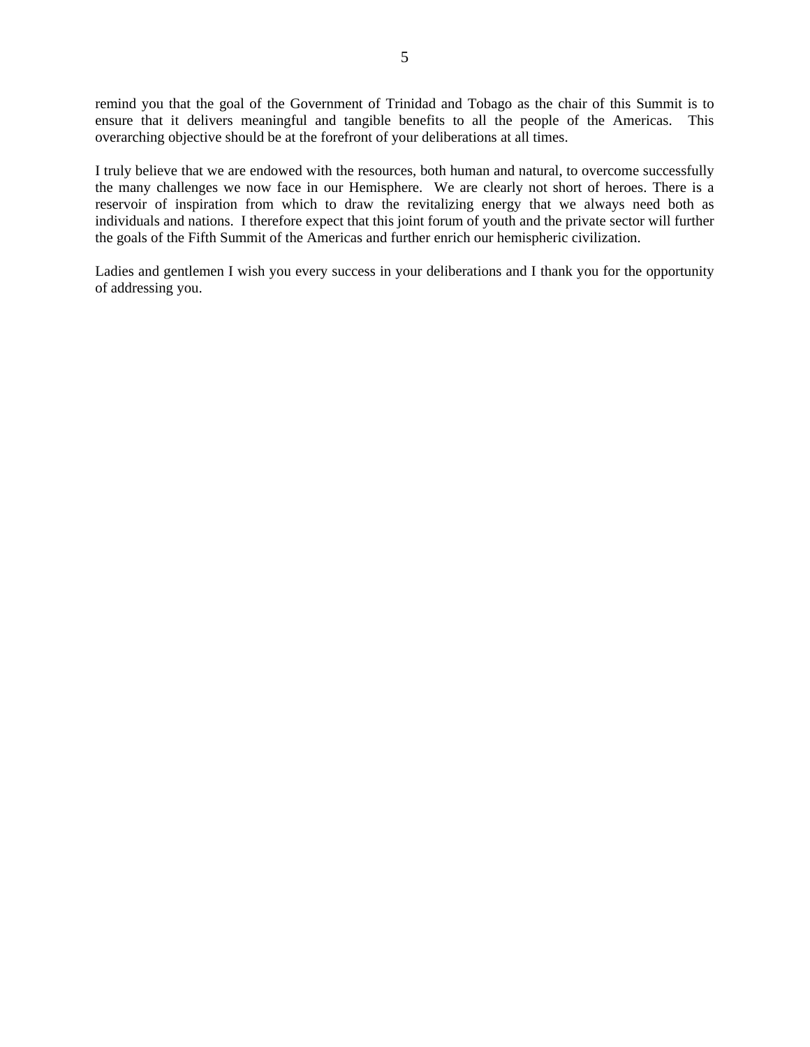remind you that the goal of the Government of Trinidad and Tobago as the chair of this Summit is to ensure that it delivers meaningful and tangible benefits to all the people of the Americas. This overarching objective should be at the forefront of your deliberations at all times.

I truly believe that we are endowed with the resources, both human and natural, to overcome successfully the many challenges we now face in our Hemisphere. We are clearly not short of heroes. There is a reservoir of inspiration from which to draw the revitalizing energy that we always need both as individuals and nations. I therefore expect that this joint forum of youth and the private sector will further the goals of the Fifth Summit of the Americas and further enrich our hemispheric civilization.

Ladies and gentlemen I wish you every success in your deliberations and I thank you for the opportunity of addressing you.